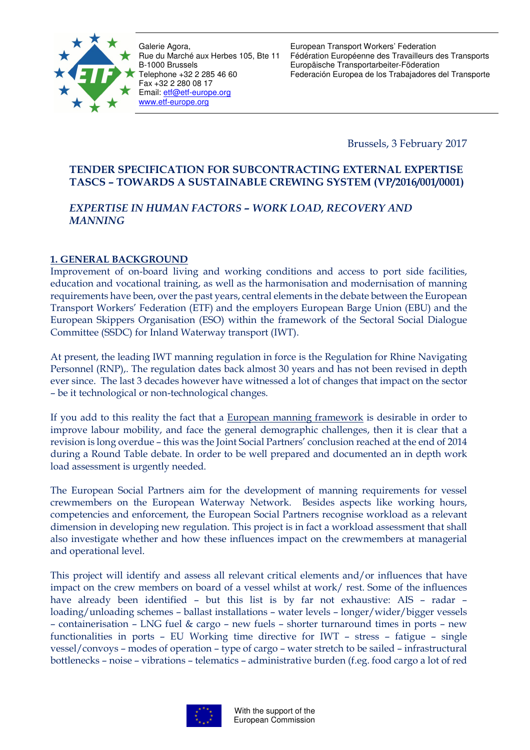Galerie Agora,
Rue du Marché aux Herbes 105, Bte 11
B-1000 Brussels
Telephone +32 2 285 46 60
Fax +32 2 280 08 17
Email: etf@etf-europe.org
www.etf-europe.org

European Transport Workers' Federation
Fédération Européenne des Travailleurs des Transports
Europäische Transportarbeiter-Föderation
Federación Europea de los Trabajadores del Transporte

Brussels, 3 February 2017

**TENDER SPECIFICATION FOR SUBCONTRACTING EXTERNAL EXPERTISE TASCS – TOWARDS A SUSTAINABLE CREWING SYSTEM (VP/2016/001/0001)**

***EXPERTISE IN HUMAN FACTORS – WORK LOAD, RECOVERY AND MANNING***

## 1. GENERAL BACKGROUND

Improvement of on-board living and working conditions and access to port side facilities, education and vocational training, as well as the harmonisation and modernisation of manning requirements have been, over the past years, central elements in the debate between the European Transport Workers' Federation (ETF) and the employers European Barge Union (EBU) and the European Skippers Organisation (ESO) within the framework of the Sectoral Social Dialogue Committee (SSDC) for Inland Waterway transport (IWT).

At present, the leading IWT manning regulation in force is the Regulation for Rhine Navigating Personnel (RNP),. The regulation dates back almost 30 years and has not been revised in depth ever since. The last 3 decades however have witnessed a lot of changes that impact on the sector – be it technological or non-technological changes.

If you add to this reality the fact that a European manning framework is desirable in order to improve labour mobility, and face the general demographic challenges, then it is clear that a revision is long overdue – this was the Joint Social Partners' conclusion reached at the end of 2014 during a Round Table debate. In order to be well prepared and documented an in depth work load assessment is urgently needed.

The European Social Partners aim for the development of manning requirements for vessel crewmembers on the European Waterway Network. Besides aspects like working hours, competencies and enforcement, the European Social Partners recognise workload as a relevant dimension in developing new regulation. This project is in fact a workload assessment that shall also investigate whether and how these influences impact on the crewmembers at managerial and operational level.

This project will identify and assess all relevant critical elements and/or influences that have impact on the crew members on board of a vessel whilst at work/ rest. Some of the influences have already been identified – but this list is by far not exhaustive: AIS – radar – loading/unloading schemes – ballast installations – water levels – longer/wider/bigger vessels – containerisation – LNG fuel & cargo – new fuels – shorter turnaround times in ports – new functionalities in ports – EU Working time directive for IWT – stress – fatigue – single vessel/convoys – modes of operation – type of cargo – water stretch to be sailed – infrastructural bottlenecks – noise – vibrations – telematics – administrative burden (f.eg. food cargo a lot of red

With the support of the European Commission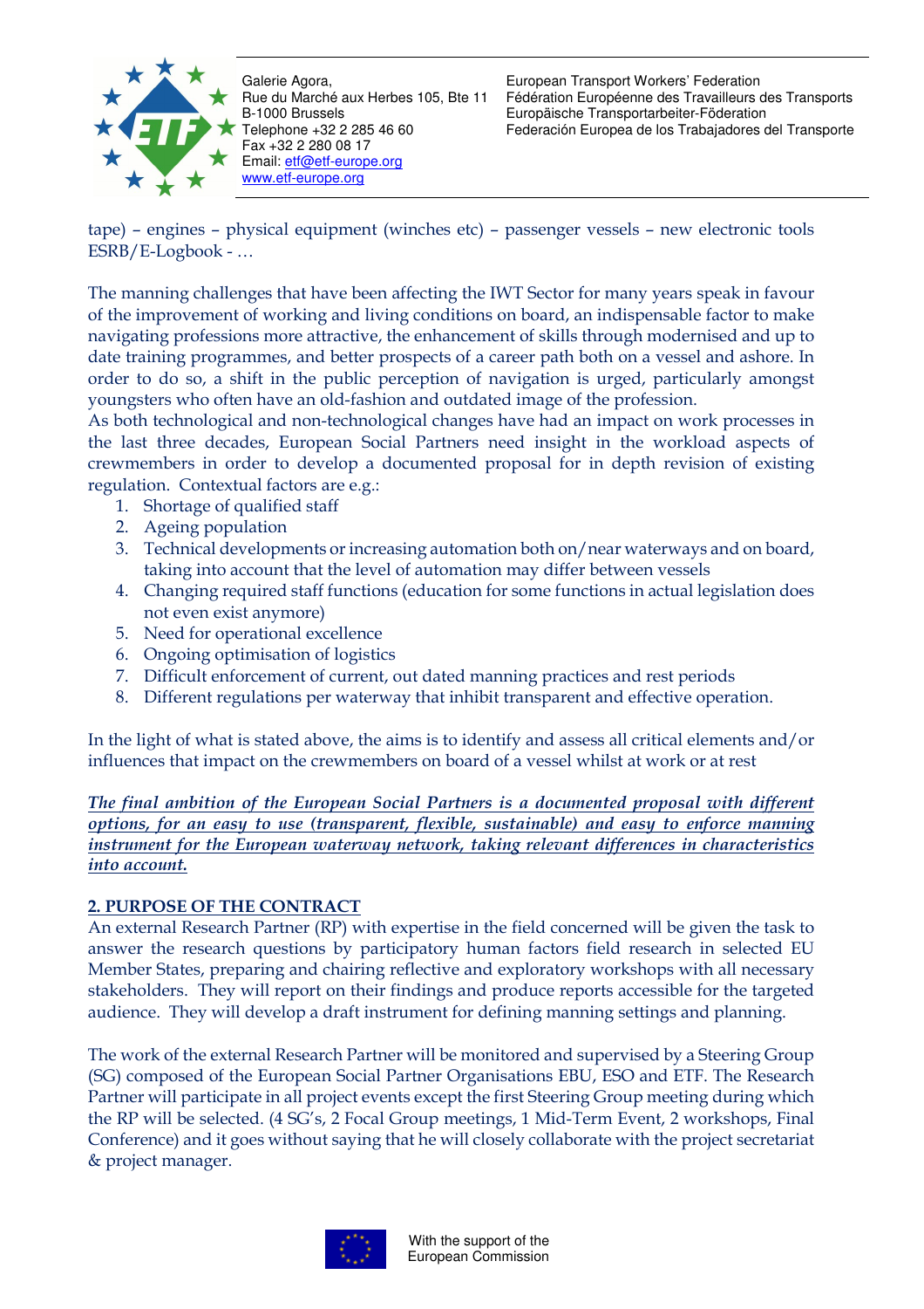tape) – engines – physical equipment (winches etc) – passenger vessels – new electronic tools ESRB/E-Logbook - …

The manning challenges that have been affecting the IWT Sector for many years speak in favour of the improvement of working and living conditions on board, an indispensable factor to make navigating professions more attractive, the enhancement of skills through modernised and up to date training programmes, and better prospects of a career path both on a vessel and ashore. In order to do so, a shift in the public perception of navigation is urged, particularly amongst youngsters who often have an old-fashion and outdated image of the profession.
As both technological and non-technological changes have had an impact on work processes in the last three decades, European Social Partners need insight in the workload aspects of crewmembers in order to develop a documented proposal for in depth revision of existing regulation. Contextual factors are e.g.:

1. Shortage of qualified staff
2. Ageing population
3. Technical developments or increasing automation both on/near waterways and on board, taking into account that the level of automation may differ between vessels
4. Changing required staff functions (education for some functions in actual legislation does not even exist anymore)
5. Need for operational excellence
6. Ongoing optimisation of logistics
7. Difficult enforcement of current, out dated manning practices and rest periods
8. Different regulations per waterway that inhibit transparent and effective operation.

In the light of what is stated above, the aims is to identify and assess all critical elements and/or influences that impact on the crewmembers on board of a vessel whilst at work or at rest

***The final ambition of the European Social Partners is a documented proposal with different options, for an easy to use (transparent, flexible, sustainable) and easy to enforce manning instrument for the European waterway network, taking relevant differences in characteristics into account.***

## 2. PURPOSE OF THE CONTRACT

An external Research Partner (RP) with expertise in the field concerned will be given the task to answer the research questions by participatory human factors field research in selected EU Member States, preparing and chairing reflective and exploratory workshops with all necessary stakeholders. They will report on their findings and produce reports accessible for the targeted audience. They will develop a draft instrument for defining manning settings and planning.

The work of the external Research Partner will be monitored and supervised by a Steering Group (SG) composed of the European Social Partner Organisations EBU, ESO and ETF. The Research Partner will participate in all project events except the first Steering Group meeting during which the RP will be selected. (4 SG's, 2 Focal Group meetings, 1 Mid-Term Event, 2 workshops, Final Conference) and it goes without saying that he will closely collaborate with the project secretariat & project manager.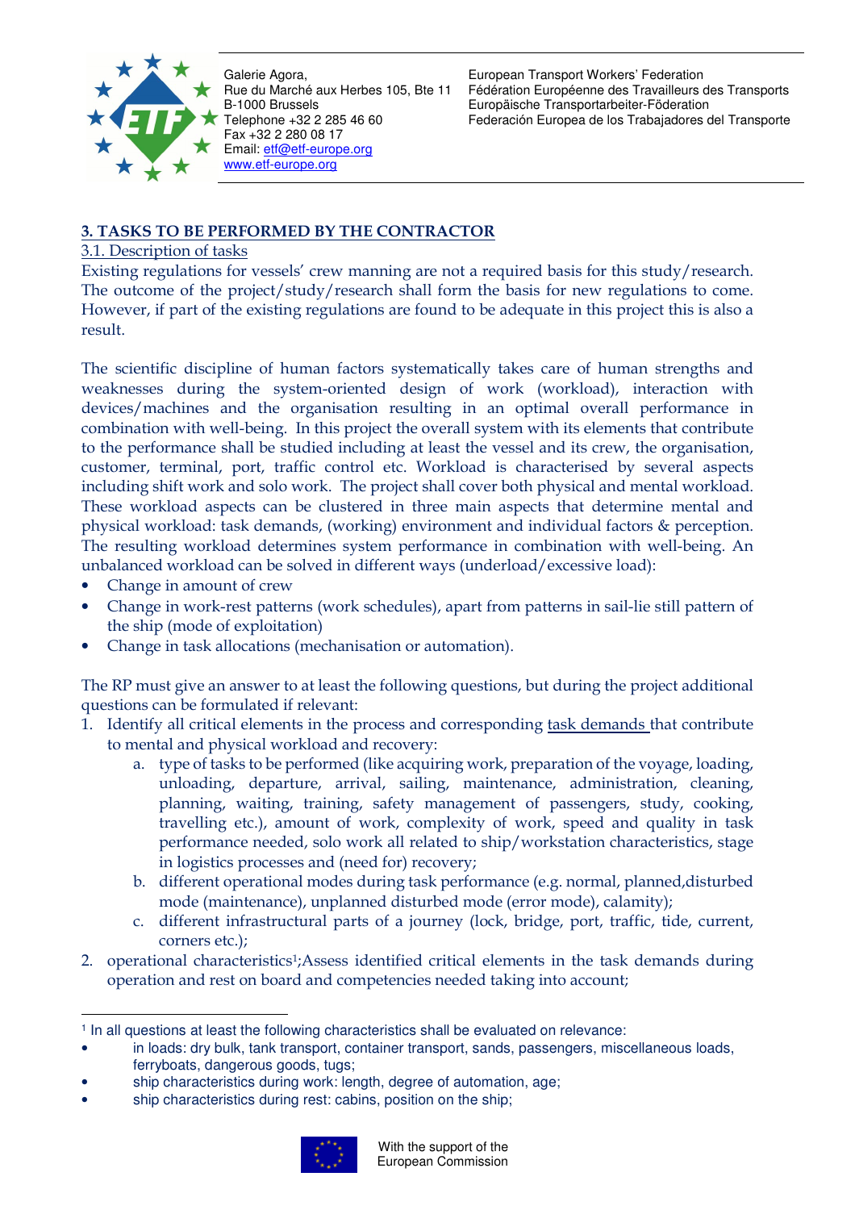## 3. TASKS TO BE PERFORMED BY THE CONTRACTOR

### 3.1. Description of tasks

Existing regulations for vessels' crew manning are not a required basis for this study/research. The outcome of the project/study/research shall form the basis for new regulations to come. However, if part of the existing regulations are found to be adequate in this project this is also a result.

The scientific discipline of human factors systematically takes care of human strengths and weaknesses during the system-oriented design of work (workload), interaction with devices/machines and the organisation resulting in an optimal overall performance in combination with well-being. In this project the overall system with its elements that contribute to the performance shall be studied including at least the vessel and its crew, the organisation, customer, terminal, port, traffic control etc. Workload is characterised by several aspects including shift work and solo work. The project shall cover both physical and mental workload. These workload aspects can be clustered in three main aspects that determine mental and physical workload: task demands, (working) environment and individual factors & perception. The resulting workload determines system performance in combination with well-being. An unbalanced workload can be solved in different ways (underload/excessive load):

- Change in amount of crew
- Change in work-rest patterns (work schedules), apart from patterns in sail-lie still pattern of the ship (mode of exploitation)
- Change in task allocations (mechanisation or automation).

The RP must give an answer to at least the following questions, but during the project additional questions can be formulated if relevant:

1. Identify all critical elements in the process and corresponding task demands that contribute to mental and physical workload and recovery:
   a. type of tasks to be performed (like acquiring work, preparation of the voyage, loading, unloading, departure, arrival, sailing, maintenance, administration, cleaning, planning, waiting, training, safety management of passengers, study, cooking, travelling etc.), amount of work, complexity of work, speed and quality in task performance needed, solo work all related to ship/workstation characteristics, stage in logistics processes and (need for) recovery;
   b. different operational modes during task performance (e.g. normal, planned,disturbed mode (maintenance), unplanned disturbed mode (error mode), calamity);
   c. different infrastructural parts of a journey (lock, bridge, port, traffic, tide, current, corners etc.);
2. operational characteristics[1];Assess identified critical elements in the task demands during operation and rest on board and competencies needed taking into account;

---

[1] In all questions at least the following characteristics shall be evaluated on relevance:

- in loads: dry bulk, tank transport, container transport, sands, passengers, miscellaneous loads, ferryboats, dangerous goods, tugs;
- ship characteristics during work: length, degree of automation, age;
- ship characteristics during rest: cabins, position on the ship;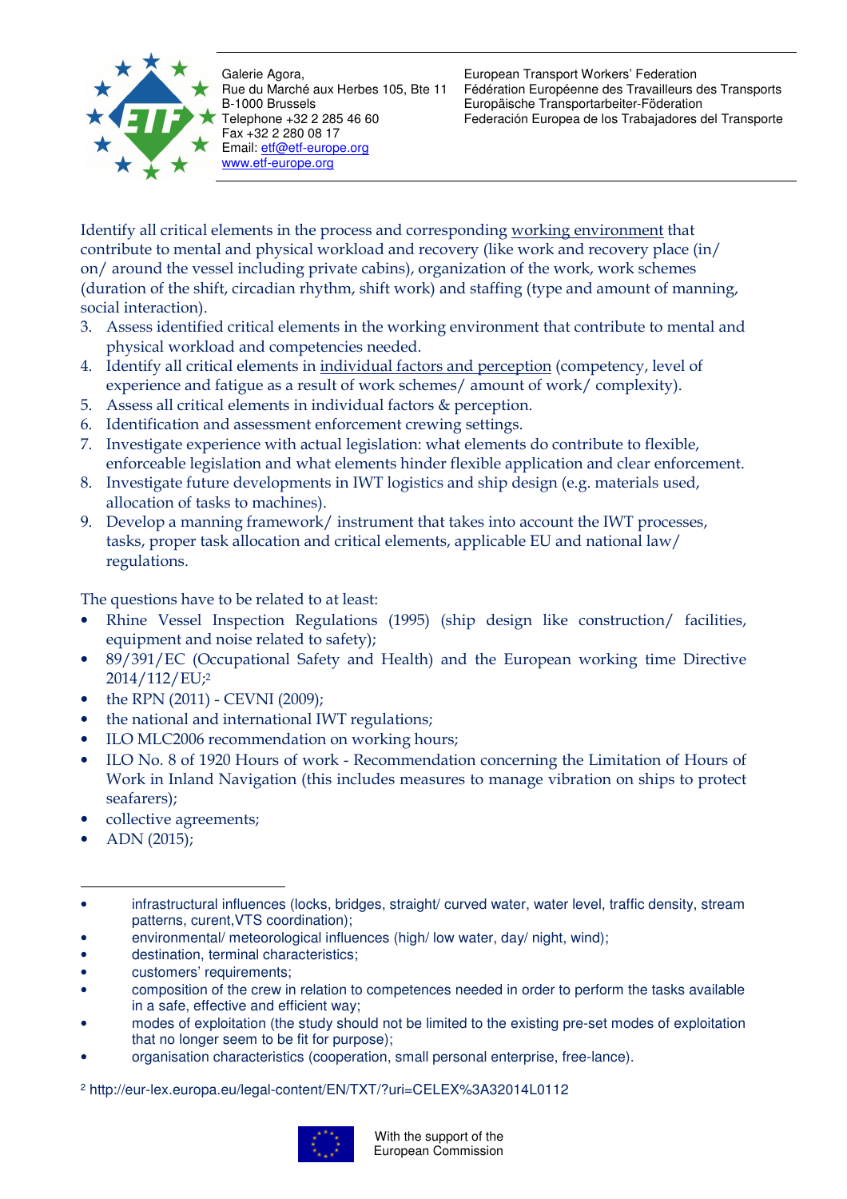Identify all critical elements in the process and corresponding working environment that contribute to mental and physical workload and recovery (like work and recovery place (in/ on/ around the vessel including private cabins), organization of the work, work schemes (duration of the shift, circadian rhythm, shift work) and staffing (type and amount of manning, social interaction).

3. Assess identified critical elements in the working environment that contribute to mental and physical workload and competencies needed.
4. Identify all critical elements in individual factors and perception (competency, level of experience and fatigue as a result of work schemes/ amount of work/ complexity).
5. Assess all critical elements in individual factors & perception.
6. Identification and assessment enforcement crewing settings.
7. Investigate experience with actual legislation: what elements do contribute to flexible, enforceable legislation and what elements hinder flexible application and clear enforcement.
8. Investigate future developments in IWT logistics and ship design (e.g. materials used, allocation of tasks to machines).
9. Develop a manning framework/ instrument that takes into account the IWT processes, tasks, proper task allocation and critical elements, applicable EU and national law/ regulations.

The questions have to be related to at least:

- Rhine Vessel Inspection Regulations (1995) (ship design like construction/ facilities, equipment and noise related to safety);
- 89/391/EC (Occupational Safety and Health) and the European working time Directive 2014/112/EU;[2]
- the RPN (2011) - CEVNI (2009);
- the national and international IWT regulations;
- ILO MLC2006 recommendation on working hours;
- ILO No. 8 of 1920 Hours of work - Recommendation concerning the Limitation of Hours of Work in Inland Navigation (this includes measures to manage vibration on ships to protect seafarers);
- collective agreements;
- ADN (2015);

---

- infrastructural influences (locks, bridges, straight/ curved water, water level, traffic density, stream patterns, curent,VTS coordination);
- environmental/ meteorological influences (high/ low water, day/ night, wind);
- destination, terminal characteristics;
- customers' requirements;
- composition of the crew in relation to competences needed in order to perform the tasks available in a safe, effective and efficient way;
- modes of exploitation (the study should not be limited to the existing pre-set modes of exploitation that no longer seem to be fit for purpose);
- organisation characteristics (cooperation, small personal enterprise, free-lance).

[2] http://eur-lex.europa.eu/legal-content/EN/TXT/?uri=CELEX%3A32014L0112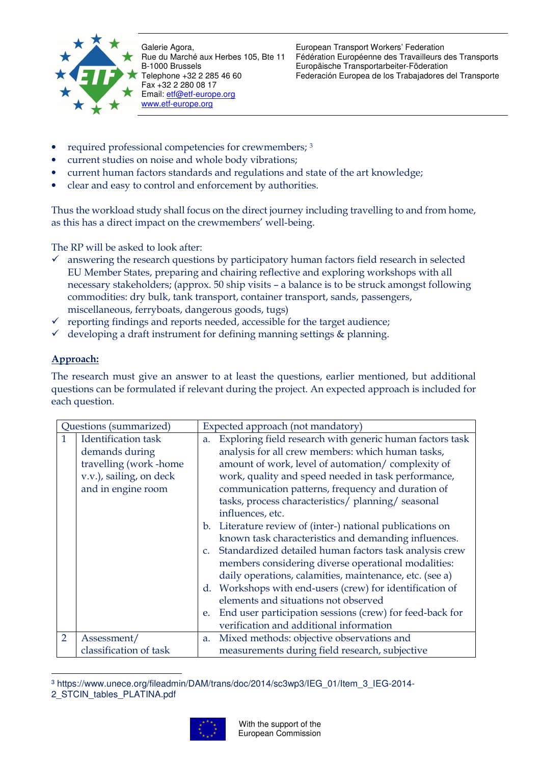- required professional competencies for crewmembers; [3]
- current studies on noise and whole body vibrations;
- current human factors standards and regulations and state of the art knowledge;
- clear and easy to control and enforcement by authorities.

Thus the workload study shall focus on the direct journey including travelling to and from home, as this has a direct impact on the crewmembers' well-being.

The RP will be asked to look after:

- ✓ answering the research questions by participatory human factors field research in selected EU Member States, preparing and chairing reflective and exploring workshops with all necessary stakeholders; (approx. 50 ship visits – a balance is to be struck amongst following commodities: dry bulk, tank transport, container transport, sands, passengers, miscellaneous, ferryboats, dangerous goods, tugs)
- ✓ reporting findings and reports needed, accessible for the target audience;
- ✓ developing a draft instrument for defining manning settings & planning.

**Approach:**

The research must give an answer to at least the questions, earlier mentioned, but additional questions can be formulated if relevant during the project. An expected approach is included for each question.

| | Questions (summarized) | Expected approach (not mandatory) |
|---|---|---|
| 1 | Identification task demands during travelling (work -home v.v.), sailing, on deck and in engine room | a. Exploring field research with generic human factors task analysis for all crew members: which human tasks, amount of work, level of automation/ complexity of work, quality and speed needed in task performance, communication patterns, frequency and duration of tasks, process characteristics/ planning/ seasonal influences, etc.<br>b. Literature review of (inter-) national publications on known task characteristics and demanding influences.<br>c. Standardized detailed human factors task analysis crew members considering diverse operational modalities: daily operations, calamities, maintenance, etc. (see a)<br>d. Workshops with end-users (crew) for identification of elements and situations not observed<br>e. End user participation sessions (crew) for feed-back for verification and additional information |
| 2 | Assessment/ classification of task | a. Mixed methods: objective observations and measurements during field research, subjective |

[3] https://www.unece.org/fileadmin/DAM/trans/doc/2014/sc3wp3/IEG_01/Item_3_IEG-2014-2_STCIN_tables_PLATINA.pdf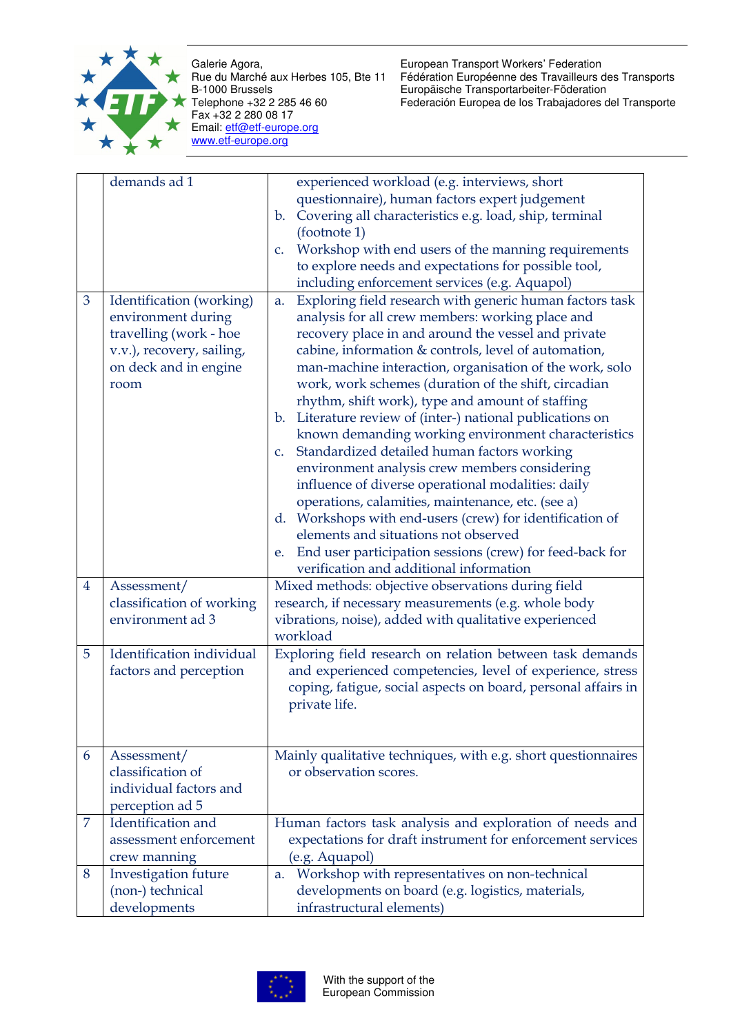|  | demands ad 1 | experienced workload (e.g. interviews, short questionnaire), human factors expert judgement<br>b. Covering all characteristics e.g. load, ship, terminal (footnote 1)<br>c. Workshop with end users of the manning requirements to explore needs and expectations for possible tool, including enforcement services (e.g. Aquapol) |
|---|---|---|
| 3 | Identification (working) environment during travelling (work - hoe v.v.), recovery, sailing, on deck and in engine room | a. Exploring field research with generic human factors task analysis for all crew members: working place and recovery place in and around the vessel and private cabine, information & controls, level of automation, man-machine interaction, organisation of the work, solo work, work schemes (duration of the shift, circadian rhythm, shift work), type and amount of staffing<br>b. Literature review of (inter-) national publications on known demanding working environment characteristics<br>c. Standardized detailed human factors working environment analysis crew members considering influence of diverse operational modalities: daily operations, calamities, maintenance, etc. (see a)<br>d. Workshops with end-users (crew) for identification of elements and situations not observed<br>e. End user participation sessions (crew) for feed-back for verification and additional information |
| 4 | Assessment/ classification of working environment ad 3 | Mixed methods: objective observations during field research, if necessary measurements (e.g. whole body vibrations, noise), added with qualitative experienced workload |
| 5 | Identification individual factors and perception | Exploring field research on relation between task demands and experienced competencies, level of experience, stress coping, fatigue, social aspects on board, personal affairs in private life. |
| 6 | Assessment/ classification of individual factors and perception ad 5 | Mainly qualitative techniques, with e.g. short questionnaires or observation scores. |
| 7 | Identification and assessment enforcement crew manning | Human factors task analysis and exploration of needs and expectations for draft instrument for enforcement services (e.g. Aquapol) |
| 8 | Investigation future (non-) technical developments | a. Workshop with representatives on non-technical developments on board (e.g. logistics, materials, infrastructural elements) |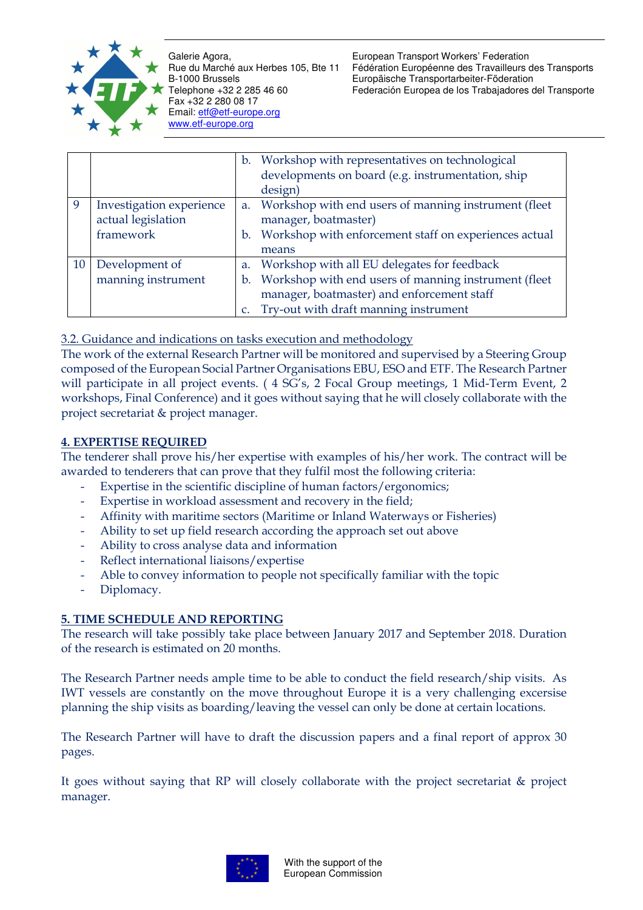| | | |
|---|---|---|
| | | b. Workshop with representatives on technological developments on board (e.g. instrumentation, ship design) |
| 9 | Investigation experience actual legislation framework | a. Workshop with end users of manning instrument (fleet manager, boatmaster)<br>b. Workshop with enforcement staff on experiences actual means |
| 10 | Development of manning instrument | a. Workshop with all EU delegates for feedback<br>b. Workshop with end users of manning instrument (fleet manager, boatmaster) and enforcement staff<br>c. Try-out with draft manning instrument |

3.2. Guidance and indications on tasks execution and methodology

The work of the external Research Partner will be monitored and supervised by a Steering Group composed of the European Social Partner Organisations EBU, ESO and ETF. The Research Partner will participate in all project events. ( 4 SG's, 2 Focal Group meetings, 1 Mid-Term Event, 2 workshops, Final Conference) and it goes without saying that he will closely collaborate with the project secretariat & project manager.

## 4. EXPERTISE REQUIRED

The tenderer shall prove his/her expertise with examples of his/her work. The contract will be awarded to tenderers that can prove that they fulfil most the following criteria:

- Expertise in the scientific discipline of human factors/ergonomics;
- Expertise in workload assessment and recovery in the field;
- Affinity with maritime sectors (Maritime or Inland Waterways or Fisheries)
- Ability to set up field research according the approach set out above
- Ability to cross analyse data and information
- Reflect international liaisons/expertise
- Able to convey information to people not specifically familiar with the topic
- Diplomacy.

## 5. TIME SCHEDULE AND REPORTING

The research will take possibly take place between January 2017 and September 2018. Duration of the research is estimated on 20 months.

The Research Partner needs ample time to be able to conduct the field research/ship visits. As IWT vessels are constantly on the move throughout Europe it is a very challenging excersise planning the ship visits as boarding/leaving the vessel can only be done at certain locations.

The Research Partner will have to draft the discussion papers and a final report of approx 30 pages.

It goes without saying that RP will closely collaborate with the project secretariat & project manager.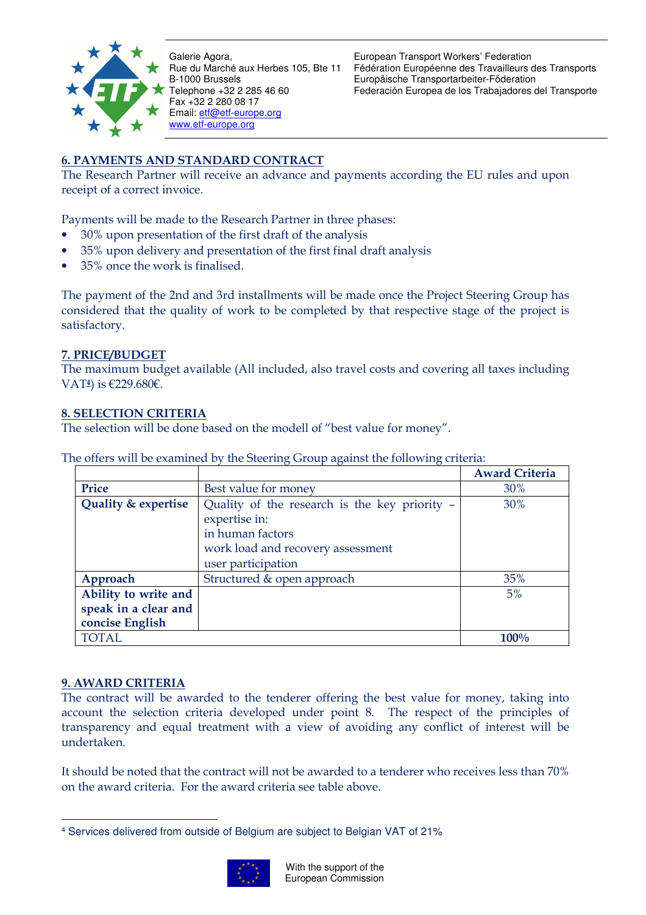## 6. PAYMENTS AND STANDARD CONTRACT

The Research Partner will receive an advance and payments according the EU rules and upon receipt of a correct invoice.

Payments will be made to the Research Partner in three phases:

- 30% upon presentation of the first draft of the analysis
- 35% upon delivery and presentation of the first final draft analysis
- 35% once the work is finalised.

The payment of the 2nd and 3rd installments will be made once the Project Steering Group has considered that the quality of work to be completed by that respective stage of the project is satisfactory.

## 7. PRICE/BUDGET

The maximum budget available (All included, also travel costs and covering all taxes including VAT[4]) is €229.680€.

## 8. SELECTION CRITERIA

The selection will be done based on the modell of "best value for money".

The offers will be examined by the Steering Group against the following criteria:

| | | Award Criteria |
|---|---|---|
| **Price** | Best value for money | 30% |
| **Quality & expertise** | Quality of the research is the key priority – expertise in:<br>in human factors<br>work load and recovery assessment<br>user participation | 30% |
| **Approach** | Structured & open approach | 35% |
| **Ability to write and speak in a clear and concise English** | | 5% |
| TOTAL | | **100%** |

## 9. AWARD CRITERIA

The contract will be awarded to the tenderer offering the best value for money, taking into account the selection criteria developed under point 8. The respect of the principles of transparency and equal treatment with a view of avoiding any conflict of interest will be undertaken.

It should be noted that the contract will not be awarded to a tenderer who receives less than 70% on the award criteria. For the award criteria see table above.

[4] Services delivered from outside of Belgium are subject to Belgian VAT of 21%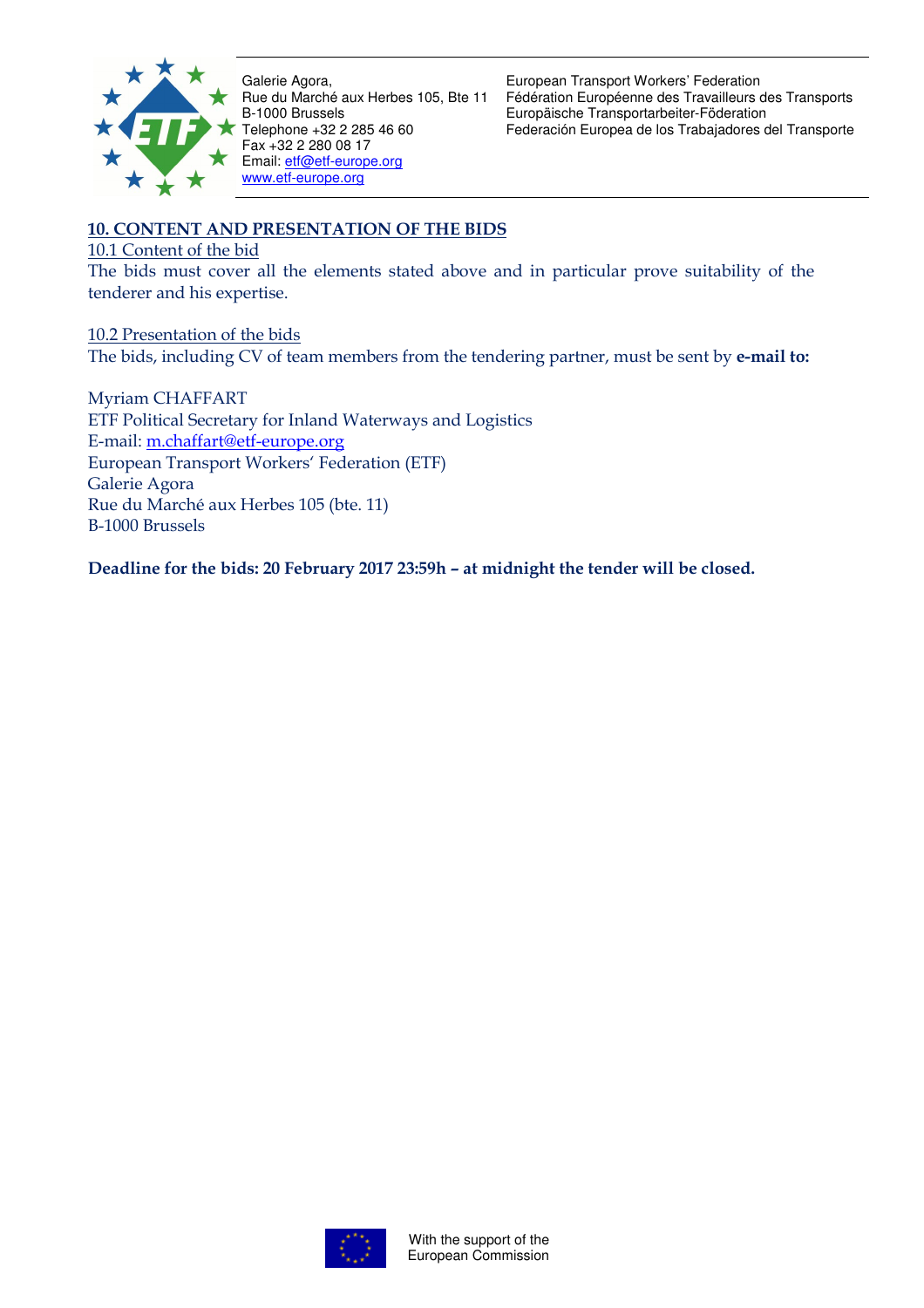## 10. CONTENT AND PRESENTATION OF THE BIDS

10.1 Content of the bid

The bids must cover all the elements stated above and in particular prove suitability of the tenderer and his expertise.

10.2 Presentation of the bids

The bids, including CV of team members from the tendering partner, must be sent by **e-mail to:**

Myriam CHAFFART
ETF Political Secretary for Inland Waterways and Logistics
E-mail: m.chaffart@etf-europe.org
European Transport Workers' Federation (ETF)
Galerie Agora
Rue du Marché aux Herbes 105 (bte. 11)
B-1000 Brussels

**Deadline for the bids: 20 February 2017 23:59h – at midnight the tender will be closed.**